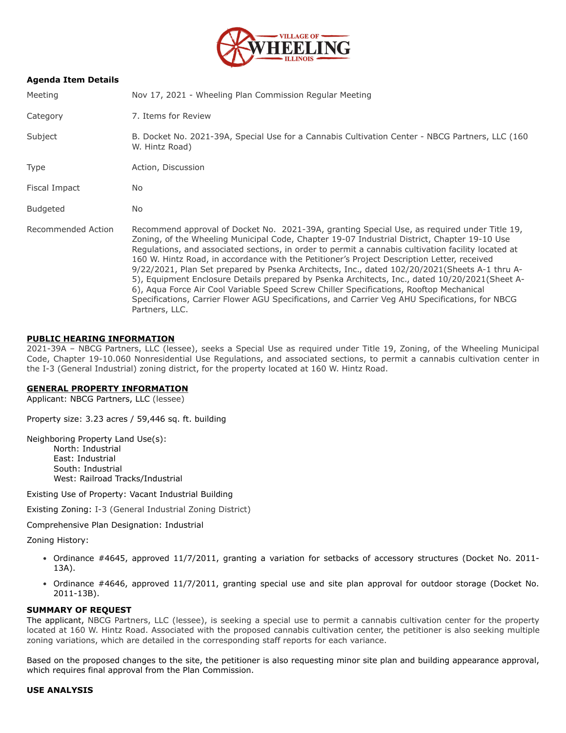**Agenda Item Details**

| | |
|---|---|
| Meeting | Nov 17, 2021 - Wheeling Plan Commission Regular Meeting |
| Category | 7. Items for Review |
| Subject | B. Docket No. 2021-39A, Special Use for a Cannabis Cultivation Center - NBCG Partners, LLC (160 W. Hintz Road) |
| Type | Action, Discussion |
| Fiscal Impact | No |
| Budgeted | No |
| Recommended Action | Recommend approval of Docket No. 2021-39A, granting Special Use, as required under Title 19, Zoning, of the Wheeling Municipal Code, Chapter 19-07 Industrial District, Chapter 19-10 Use Regulations, and associated sections, in order to permit a cannabis cultivation facility located at 160 W. Hintz Road, in accordance with the Petitioner's Project Description Letter, received 9/22/2021, Plan Set prepared by Psenka Architects, Inc., dated 102/20/2021(Sheets A-1 thru A-5), Equipment Enclosure Details prepared by Psenka Architects, Inc., dated 10/20/2021(Sheet A-6), Aqua Force Air Cool Variable Speed Screw Chiller Specifications, Rooftop Mechanical Specifications, Carrier Flower AGU Specifications, and Carrier Veg AHU Specifications, for NBCG Partners, LLC. |

**PUBLIC HEARING INFORMATION**

2021-39A – NBCG Partners, LLC (lessee), seeks a Special Use as required under Title 19, Zoning, of the Wheeling Municipal Code, Chapter 19-10.060 Nonresidential Use Regulations, and associated sections, to permit a cannabis cultivation center in the I-3 (General Industrial) zoning district, for the property located at 160 W. Hintz Road.

**GENERAL PROPERTY INFORMATION**

Applicant: NBCG Partners, LLC (lessee)

Property size: 3.23 acres / 59,446 sq. ft. building

Neighboring Property Land Use(s):
- North: Industrial
- East: Industrial
- South: Industrial
- West: Railroad Tracks/Industrial

Existing Use of Property: Vacant Industrial Building

Existing Zoning: I-3 (General Industrial Zoning District)

Comprehensive Plan Designation: Industrial

Zoning History:

- Ordinance #4645, approved 11/7/2011, granting a variation for setbacks of accessory structures (Docket No. 2011-13A).
- Ordinance #4646, approved 11/7/2011, granting special use and site plan approval for outdoor storage (Docket No. 2011-13B).

**SUMMARY OF REQUEST**

The applicant, NBCG Partners, LLC (lessee), is seeking a special use to permit a cannabis cultivation center for the property located at 160 W. Hintz Road. Associated with the proposed cannabis cultivation center, the petitioner is also seeking multiple zoning variations, which are detailed in the corresponding staff reports for each variance.

Based on the proposed changes to the site, the petitioner is also requesting minor site plan and building appearance approval, which requires final approval from the Plan Commission.

**USE ANALYSIS**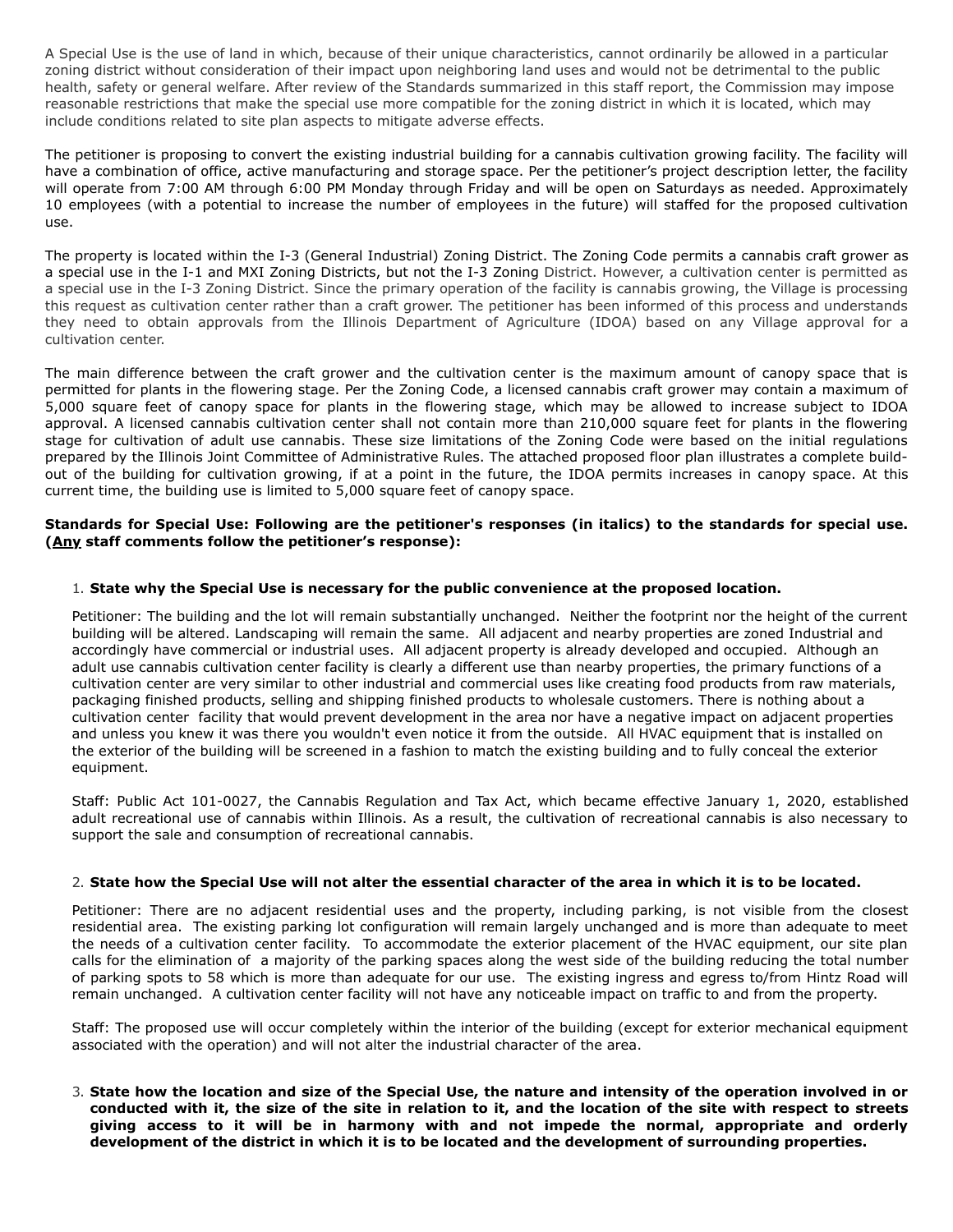A Special Use is the use of land in which, because of their unique characteristics, cannot ordinarily be allowed in a particular zoning district without consideration of their impact upon neighboring land uses and would not be detrimental to the public health, safety or general welfare. After review of the Standards summarized in this staff report, the Commission may impose reasonable restrictions that make the special use more compatible for the zoning district in which it is located, which may include conditions related to site plan aspects to mitigate adverse effects.

The petitioner is proposing to convert the existing industrial building for a cannabis cultivation growing facility. The facility will have a combination of office, active manufacturing and storage space. Per the petitioner's project description letter, the facility will operate from 7:00 AM through 6:00 PM Monday through Friday and will be open on Saturdays as needed. Approximately 10 employees (with a potential to increase the number of employees in the future) will staffed for the proposed cultivation use.

The property is located within the I-3 (General Industrial) Zoning District. The Zoning Code permits a cannabis craft grower as a special use in the I-1 and MXI Zoning Districts, but not the I-3 Zoning District. However, a cultivation center is permitted as a special use in the I-3 Zoning District. Since the primary operation of the facility is cannabis growing, the Village is processing this request as cultivation center rather than a craft grower. The petitioner has been informed of this process and understands they need to obtain approvals from the Illinois Department of Agriculture (IDOA) based on any Village approval for a cultivation center.

The main difference between the craft grower and the cultivation center is the maximum amount of canopy space that is permitted for plants in the flowering stage. Per the Zoning Code, a licensed cannabis craft grower may contain a maximum of 5,000 square feet of canopy space for plants in the flowering stage, which may be allowed to increase subject to IDOA approval. A licensed cannabis cultivation center shall not contain more than 210,000 square feet for plants in the flowering stage for cultivation of adult use cannabis. These size limitations of the Zoning Code were based on the initial regulations prepared by the Illinois Joint Committee of Administrative Rules. The attached proposed floor plan illustrates a complete build-out of the building for cultivation growing, if at a point in the future, the IDOA permits increases in canopy space. At this current time, the building use is limited to 5,000 square feet of canopy space.

**Standards for Special Use: Following are the petitioner's responses (in italics) to the standards for special use. (<u>Any</u> staff comments follow the petitioner's response):**

1. **State why the Special Use is necessary for the public convenience at the proposed location.**

   Petitioner: The building and the lot will remain substantially unchanged. Neither the footprint nor the height of the current building will be altered. Landscaping will remain the same. All adjacent and nearby properties are zoned Industrial and accordingly have commercial or industrial uses. All adjacent property is already developed and occupied. Although an adult use cannabis cultivation center facility is clearly a different use than nearby properties, the primary functions of a cultivation center are very similar to other industrial and commercial uses like creating food products from raw materials, packaging finished products, selling and shipping finished products to wholesale customers. There is nothing about a cultivation center facility that would prevent development in the area nor have a negative impact on adjacent properties and unless you knew it was there you wouldn't even notice it from the outside. All HVAC equipment that is installed on the exterior of the building will be screened in a fashion to match the existing building and to fully conceal the exterior equipment.

   Staff: Public Act 101-0027, the Cannabis Regulation and Tax Act, which became effective January 1, 2020, established adult recreational use of cannabis within Illinois. As a result, the cultivation of recreational cannabis is also necessary to support the sale and consumption of recreational cannabis.

2. **State how the Special Use will not alter the essential character of the area in which it is to be located.**

   Petitioner: There are no adjacent residential uses and the property, including parking, is not visible from the closest residential area. The existing parking lot configuration will remain largely unchanged and is more than adequate to meet the needs of a cultivation center facility. To accommodate the exterior placement of the HVAC equipment, our site plan calls for the elimination of a majority of the parking spaces along the west side of the building reducing the total number of parking spots to 58 which is more than adequate for our use. The existing ingress and egress to/from Hintz Road will remain unchanged. A cultivation center facility will not have any noticeable impact on traffic to and from the property.

   Staff: The proposed use will occur completely within the interior of the building (except for exterior mechanical equipment associated with the operation) and will not alter the industrial character of the area.

3. **State how the location and size of the Special Use, the nature and intensity of the operation involved in or conducted with it, the size of the site in relation to it, and the location of the site with respect to streets giving access to it will be in harmony with and not impede the normal, appropriate and orderly development of the district in which it is to be located and the development of surrounding properties.**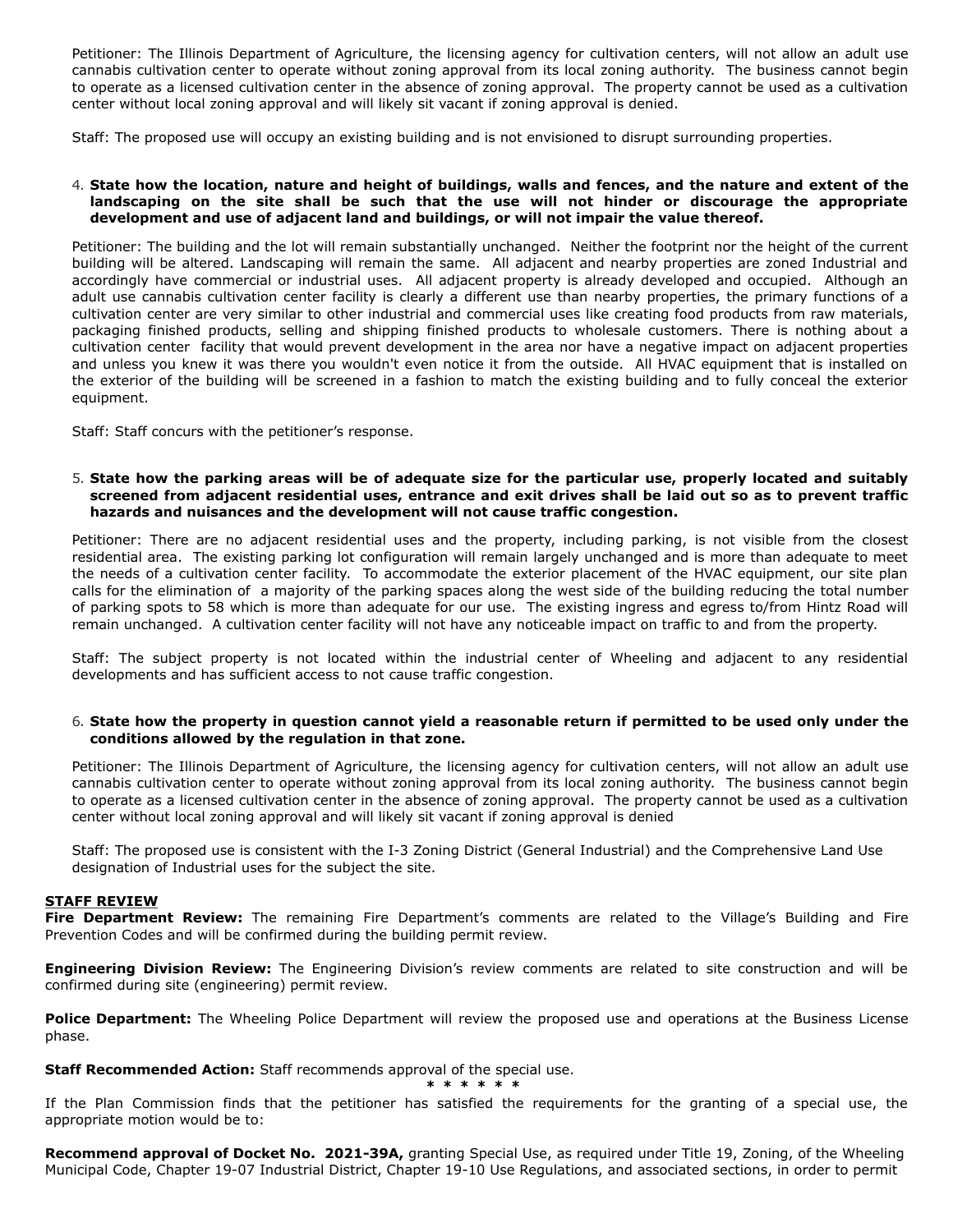Petitioner: The Illinois Department of Agriculture, the licensing agency for cultivation centers, will not allow an adult use cannabis cultivation center to operate without zoning approval from its local zoning authority. The business cannot begin to operate as a licensed cultivation center in the absence of zoning approval. The property cannot be used as a cultivation center without local zoning approval and will likely sit vacant if zoning approval is denied.

Staff: The proposed use will occupy an existing building and is not envisioned to disrupt surrounding properties.

4. **State how the location, nature and height of buildings, walls and fences, and the nature and extent of the landscaping on the site shall be such that the use will not hinder or discourage the appropriate development and use of adjacent land and buildings, or will not impair the value thereof.**

Petitioner: The building and the lot will remain substantially unchanged. Neither the footprint nor the height of the current building will be altered. Landscaping will remain the same. All adjacent and nearby properties are zoned Industrial and accordingly have commercial or industrial uses. All adjacent property is already developed and occupied. Although an adult use cannabis cultivation center facility is clearly a different use than nearby properties, the primary functions of a cultivation center are very similar to other industrial and commercial uses like creating food products from raw materials, packaging finished products, selling and shipping finished products to wholesale customers. There is nothing about a cultivation center facility that would prevent development in the area nor have a negative impact on adjacent properties and unless you knew it was there you wouldn't even notice it from the outside. All HVAC equipment that is installed on the exterior of the building will be screened in a fashion to match the existing building and to fully conceal the exterior equipment.

Staff: Staff concurs with the petitioner's response.

5. **State how the parking areas will be of adequate size for the particular use, properly located and suitably screened from adjacent residential uses, entrance and exit drives shall be laid out so as to prevent traffic hazards and nuisances and the development will not cause traffic congestion.**

Petitioner: There are no adjacent residential uses and the property, including parking, is not visible from the closest residential area. The existing parking lot configuration will remain largely unchanged and is more than adequate to meet the needs of a cultivation center facility. To accommodate the exterior placement of the HVAC equipment, our site plan calls for the elimination of a majority of the parking spaces along the west side of the building reducing the total number of parking spots to 58 which is more than adequate for our use. The existing ingress and egress to/from Hintz Road will remain unchanged. A cultivation center facility will not have any noticeable impact on traffic to and from the property.

Staff: The subject property is not located within the industrial center of Wheeling and adjacent to any residential developments and has sufficient access to not cause traffic congestion.

6. **State how the property in question cannot yield a reasonable return if permitted to be used only under the conditions allowed by the regulation in that zone.**

Petitioner: The Illinois Department of Agriculture, the licensing agency for cultivation centers, will not allow an adult use cannabis cultivation center to operate without zoning approval from its local zoning authority. The business cannot begin to operate as a licensed cultivation center in the absence of zoning approval. The property cannot be used as a cultivation center without local zoning approval and will likely sit vacant if zoning approval is denied

Staff: The proposed use is consistent with the I-3 Zoning District (General Industrial) and the Comprehensive Land Use designation of Industrial uses for the subject the site.

**STAFF REVIEW**

**Fire Department Review:** The remaining Fire Department's comments are related to the Village's Building and Fire Prevention Codes and will be confirmed during the building permit review.

**Engineering Division Review:** The Engineering Division's review comments are related to site construction and will be confirmed during site (engineering) permit review.

**Police Department:** The Wheeling Police Department will review the proposed use and operations at the Business License phase.

**Staff Recommended Action:** Staff recommends approval of the special use.

\* \* \* \* \* \*

If the Plan Commission finds that the petitioner has satisfied the requirements for the granting of a special use, the appropriate motion would be to:

**Recommend approval of Docket No. 2021-39A,** granting Special Use, as required under Title 19, Zoning, of the Wheeling Municipal Code, Chapter 19-07 Industrial District, Chapter 19-10 Use Regulations, and associated sections, in order to permit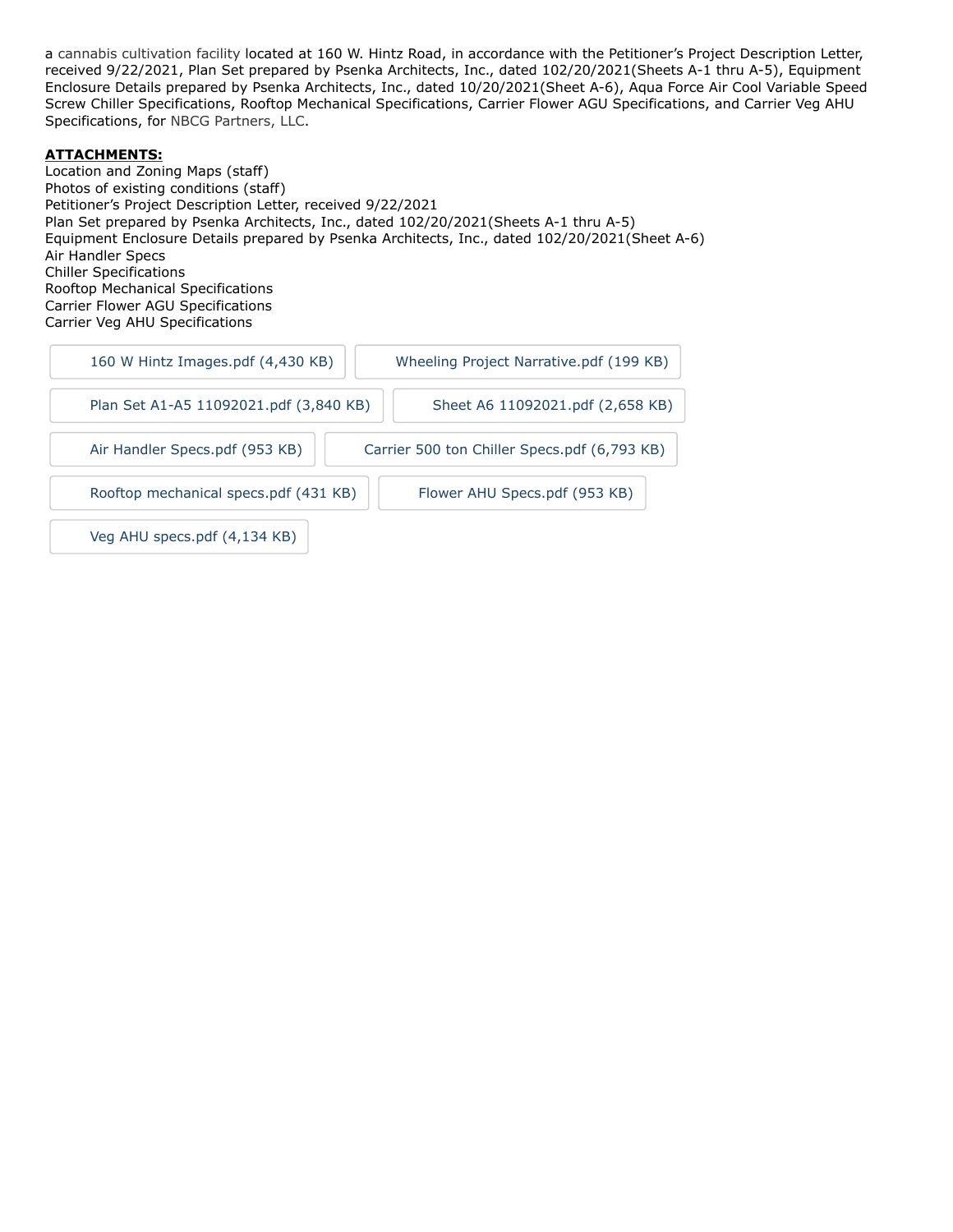a cannabis cultivation facility located at 160 W. Hintz Road, in accordance with the Petitioner's Project Description Letter, received 9/22/2021, Plan Set prepared by Psenka Architects, Inc., dated 102/20/2021(Sheets A-1 thru A-5), Equipment Enclosure Details prepared by Psenka Architects, Inc., dated 10/20/2021(Sheet A-6), Aqua Force Air Cool Variable Speed Screw Chiller Specifications, Rooftop Mechanical Specifications, Carrier Flower AGU Specifications, and Carrier Veg AHU Specifications, for NBCG Partners, LLC.

**ATTACHMENTS:**

Location and Zoning Maps (staff)
Photos of existing conditions (staff)
Petitioner's Project Description Letter, received 9/22/2021
Plan Set prepared by Psenka Architects, Inc., dated 102/20/2021(Sheets A-1 thru A-5)
Equipment Enclosure Details prepared by Psenka Architects, Inc., dated 102/20/2021(Sheet A-6)
Air Handler Specs
Chiller Specifications
Rooftop Mechanical Specifications
Carrier Flower AGU Specifications
Carrier Veg AHU Specifications

- 160 W Hintz Images.pdf (4,430 KB)
- Wheeling Project Narrative.pdf (199 KB)
- Plan Set A1-A5 11092021.pdf (3,840 KB)
- Sheet A6 11092021.pdf (2,658 KB)
- Air Handler Specs.pdf (953 KB)
- Carrier 500 ton Chiller Specs.pdf (6,793 KB)
- Rooftop mechanical specs.pdf (431 KB)
- Flower AHU Specs.pdf (953 KB)
- Veg AHU specs.pdf (4,134 KB)